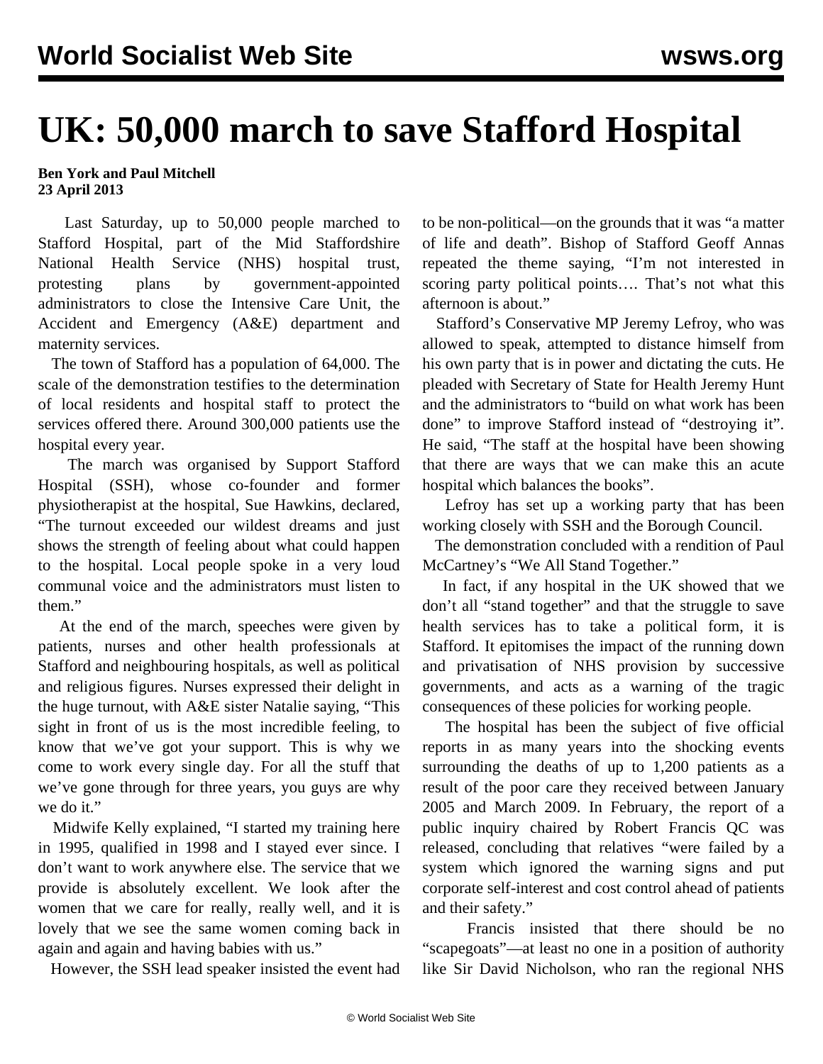# UK: 50,000 march to save Stafford Hospital

**Ben York and Paul Mitchell**
**23 April 2013**

Last Saturday, up to 50,000 people marched to Stafford Hospital, part of the Mid Staffordshire National Health Service (NHS) hospital trust, protesting plans by government-appointed administrators to close the Intensive Care Unit, the Accident and Emergency (A&E) department and maternity services.

The town of Stafford has a population of 64,000. The scale of the demonstration testifies to the determination of local residents and hospital staff to protect the services offered there. Around 300,000 patients use the hospital every year.

The march was organised by Support Stafford Hospital (SSH), whose co-founder and former physiotherapist at the hospital, Sue Hawkins, declared, "The turnout exceeded our wildest dreams and just shows the strength of feeling about what could happen to the hospital. Local people spoke in a very loud communal voice and the administrators must listen to them."

At the end of the march, speeches were given by patients, nurses and other health professionals at Stafford and neighbouring hospitals, as well as political and religious figures. Nurses expressed their delight in the huge turnout, with A&E sister Natalie saying, "This sight in front of us is the most incredible feeling, to know that we've got your support. This is why we come to work every single day. For all the stuff that we've gone through for three years, you guys are why we do it."

Midwife Kelly explained, "I started my training here in 1995, qualified in 1998 and I stayed ever since. I don't want to work anywhere else. The service that we provide is absolutely excellent. We look after the women that we care for really, really well, and it is lovely that we see the same women coming back in again and again and having babies with us."

However, the SSH lead speaker insisted the event had to be non-political—on the grounds that it was "a matter of life and death". Bishop of Stafford Geoff Annas repeated the theme saying, "I'm not interested in scoring party political points…. That's not what this afternoon is about."

Stafford's Conservative MP Jeremy Lefroy, who was allowed to speak, attempted to distance himself from his own party that is in power and dictating the cuts. He pleaded with Secretary of State for Health Jeremy Hunt and the administrators to "build on what work has been done" to improve Stafford instead of "destroying it". He said, "The staff at the hospital have been showing that there are ways that we can make this an acute hospital which balances the books".

Lefroy has set up a working party that has been working closely with SSH and the Borough Council.

The demonstration concluded with a rendition of Paul McCartney's "We All Stand Together."

In fact, if any hospital in the UK showed that we don't all "stand together" and that the struggle to save health services has to take a political form, it is Stafford. It epitomises the impact of the running down and privatisation of NHS provision by successive governments, and acts as a warning of the tragic consequences of these policies for working people.

The hospital has been the subject of five official reports in as many years into the shocking events surrounding the deaths of up to 1,200 patients as a result of the poor care they received between January 2005 and March 2009. In February, the report of a public inquiry chaired by Robert Francis QC was released, concluding that relatives "were failed by a system which ignored the warning signs and put corporate self-interest and cost control ahead of patients and their safety."

Francis insisted that there should be no "scapegoats"—at least no one in a position of authority like Sir David Nicholson, who ran the regional NHS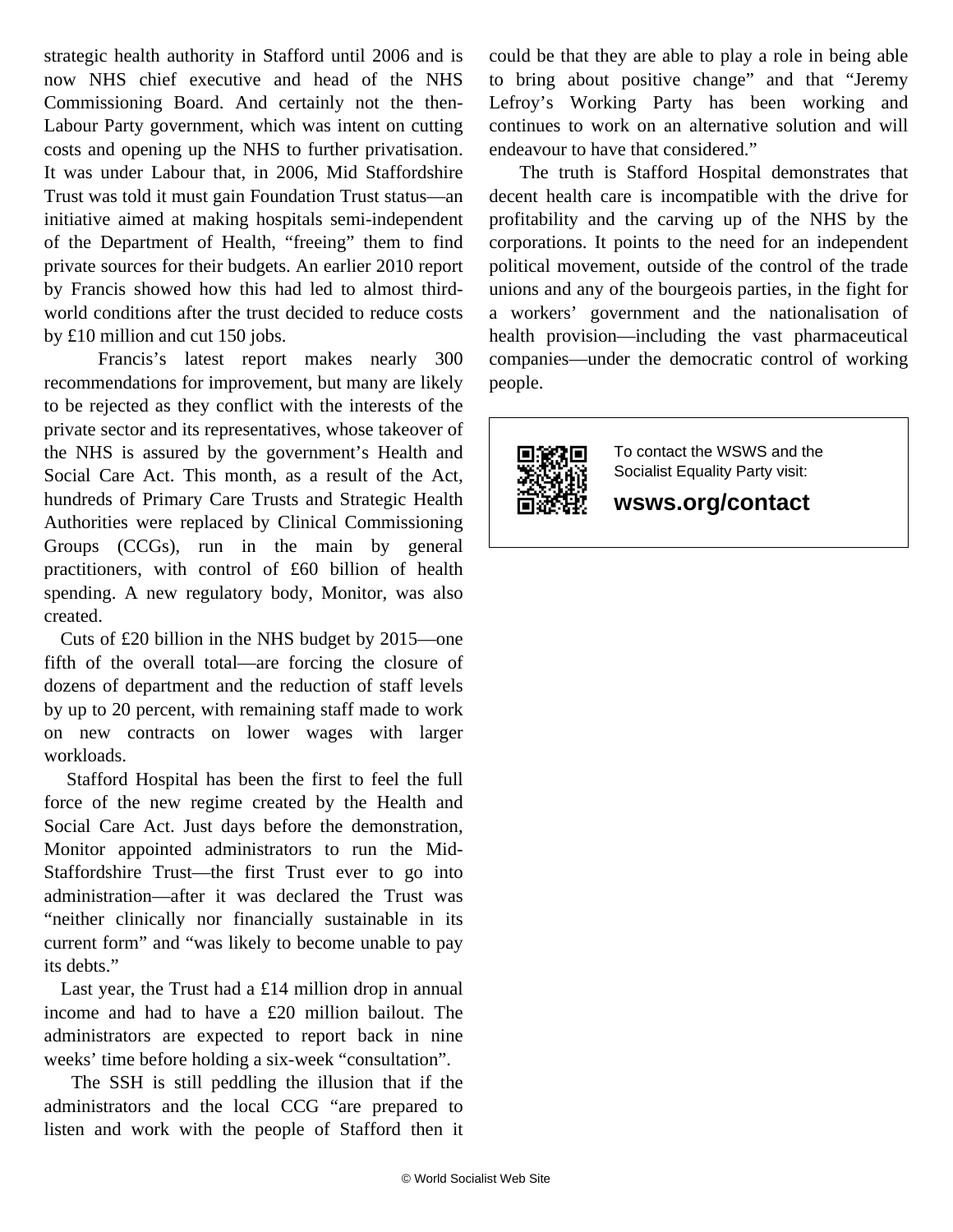strategic health authority in Stafford until 2006 and is now NHS chief executive and head of the NHS Commissioning Board. And certainly not the then-Labour Party government, which was intent on cutting costs and opening up the NHS to further privatisation. It was under Labour that, in 2006, Mid Staffordshire Trust was told it must gain Foundation Trust status—an initiative aimed at making hospitals semi-independent of the Department of Health, "freeing" them to find private sources for their budgets. An earlier 2010 report by Francis showed how this had led to almost third-world conditions after the trust decided to reduce costs by £10 million and cut 150 jobs.

Francis's latest report makes nearly 300 recommendations for improvement, but many are likely to be rejected as they conflict with the interests of the private sector and its representatives, whose takeover of the NHS is assured by the government's Health and Social Care Act. This month, as a result of the Act, hundreds of Primary Care Trusts and Strategic Health Authorities were replaced by Clinical Commissioning Groups (CCGs), run in the main by general practitioners, with control of £60 billion of health spending. A new regulatory body, Monitor, was also created.

Cuts of £20 billion in the NHS budget by 2015—one fifth of the overall total—are forcing the closure of dozens of department and the reduction of staff levels by up to 20 percent, with remaining staff made to work on new contracts on lower wages with larger workloads.

Stafford Hospital has been the first to feel the full force of the new regime created by the Health and Social Care Act. Just days before the demonstration, Monitor appointed administrators to run the Mid-Staffordshire Trust—the first Trust ever to go into administration—after it was declared the Trust was "neither clinically nor financially sustainable in its current form" and "was likely to become unable to pay its debts."

Last year, the Trust had a £14 million drop in annual income and had to have a £20 million bailout. The administrators are expected to report back in nine weeks' time before holding a six-week "consultation".

The SSH is still peddling the illusion that if the administrators and the local CCG "are prepared to listen and work with the people of Stafford then it could be that they are able to play a role in being able to bring about positive change" and that "Jeremy Lefroy's Working Party has been working and continues to work on an alternative solution and will endeavour to have that considered."

The truth is Stafford Hospital demonstrates that decent health care is incompatible with the drive for profitability and the carving up of the NHS by the corporations. It points to the need for an independent political movement, outside of the control of the trade unions and any of the bourgeois parties, in the fight for a workers' government and the nationalisation of health provision—including the vast pharmaceutical companies—under the democratic control of working people.

To contact the WSWS and the Socialist Equality Party visit:

**wsws.org/contact**